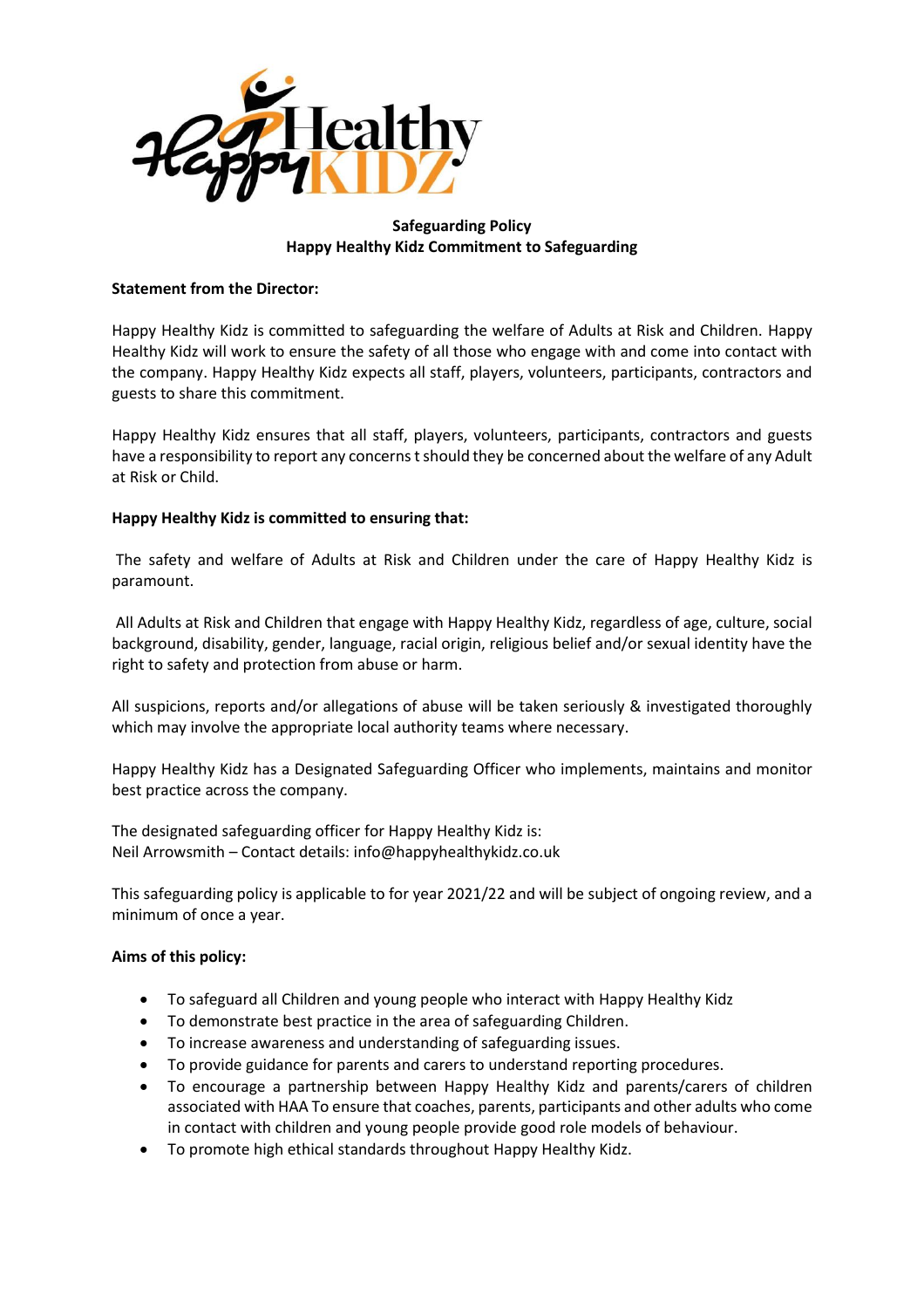**Safeguarding Policy**
**Happy Healthy Kidz Commitment to Safeguarding**

**Statement from the Director:**

Happy Healthy Kidz is committed to safeguarding the welfare of Adults at Risk and Children. Happy Healthy Kidz will work to ensure the safety of all those who engage with and come into contact with the company. Happy Healthy Kidz expects all staff, players, volunteers, participants, contractors and guests to share this commitment.

Happy Healthy Kidz ensures that all staff, players, volunteers, participants, contractors and guests have a responsibility to report any concerns t should they be concerned about the welfare of any Adult at Risk or Child.

**Happy Healthy Kidz is committed to ensuring that:**

The safety and welfare of Adults at Risk and Children under the care of Happy Healthy Kidz is paramount.

All Adults at Risk and Children that engage with Happy Healthy Kidz, regardless of age, culture, social background, disability, gender, language, racial origin, religious belief and/or sexual identity have the right to safety and protection from abuse or harm.

All suspicions, reports and/or allegations of abuse will be taken seriously & investigated thoroughly which may involve the appropriate local authority teams where necessary.

Happy Healthy Kidz has a Designated Safeguarding Officer who implements, maintains and monitor best practice across the company.

The designated safeguarding officer for Happy Healthy Kidz is:
Neil Arrowsmith – Contact details: info@happyhealthykidz.co.uk

This safeguarding policy is applicable to for year 2021/22 and will be subject of ongoing review, and a minimum of once a year.

**Aims of this policy:**

- To safeguard all Children and young people who interact with Happy Healthy Kidz
- To demonstrate best practice in the area of safeguarding Children.
- To increase awareness and understanding of safeguarding issues.
- To provide guidance for parents and carers to understand reporting procedures.
- To encourage a partnership between Happy Healthy Kidz and parents/carers of children associated with HAA To ensure that coaches, parents, participants and other adults who come in contact with children and young people provide good role models of behaviour.
- To promote high ethical standards throughout Happy Healthy Kidz.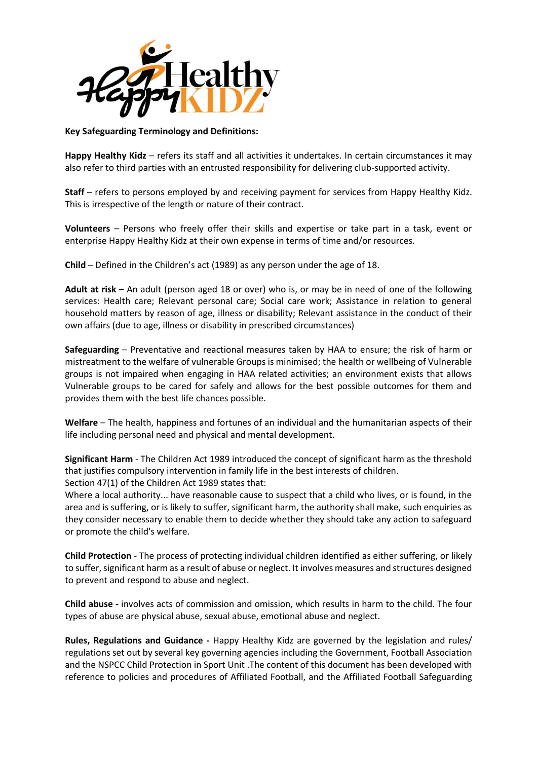**Key Safeguarding Terminology and Definitions:**

**Happy Healthy Kidz** – refers its staff and all activities it undertakes. In certain circumstances it may also refer to third parties with an entrusted responsibility for delivering club-supported activity.

**Staff** – refers to persons employed by and receiving payment for services from Happy Healthy Kidz. This is irrespective of the length or nature of their contract.

**Volunteers** – Persons who freely offer their skills and expertise or take part in a task, event or enterprise Happy Healthy Kidz at their own expense in terms of time and/or resources.

**Child** – Defined in the Children's act (1989) as any person under the age of 18.

**Adult at risk** – An adult (person aged 18 or over) who is, or may be in need of one of the following services: Health care; Relevant personal care; Social care work; Assistance in relation to general household matters by reason of age, illness or disability; Relevant assistance in the conduct of their own affairs (due to age, illness or disability in prescribed circumstances)

**Safeguarding** – Preventative and reactional measures taken by HAA to ensure; the risk of harm or mistreatment to the welfare of vulnerable Groups is minimised; the health or wellbeing of Vulnerable groups is not impaired when engaging in HAA related activities; an environment exists that allows Vulnerable groups to be cared for safely and allows for the best possible outcomes for them and provides them with the best life chances possible.

**Welfare** – The health, happiness and fortunes of an individual and the humanitarian aspects of their life including personal need and physical and mental development.

**Significant Harm** - The Children Act 1989 introduced the concept of significant harm as the threshold that justifies compulsory intervention in family life in the best interests of children.
Section 47(1) of the Children Act 1989 states that:
Where a local authority... have reasonable cause to suspect that a child who lives, or is found, in the area and is suffering, or is likely to suffer, significant harm, the authority shall make, such enquiries as they consider necessary to enable them to decide whether they should take any action to safeguard or promote the child's welfare.

**Child Protection** - The process of protecting individual children identified as either suffering, or likely to suffer, significant harm as a result of abuse or neglect. It involves measures and structures designed to prevent and respond to abuse and neglect.

**Child abuse -** involves acts of commission and omission, which results in harm to the child. The four types of abuse are physical abuse, sexual abuse, emotional abuse and neglect.

**Rules, Regulations and Guidance -** Happy Healthy Kidz are governed by the legislation and rules/ regulations set out by several key governing agencies including the Government, Football Association and the NSPCC Child Protection in Sport Unit .The content of this document has been developed with reference to policies and procedures of Affiliated Football, and the Affiliated Football Safeguarding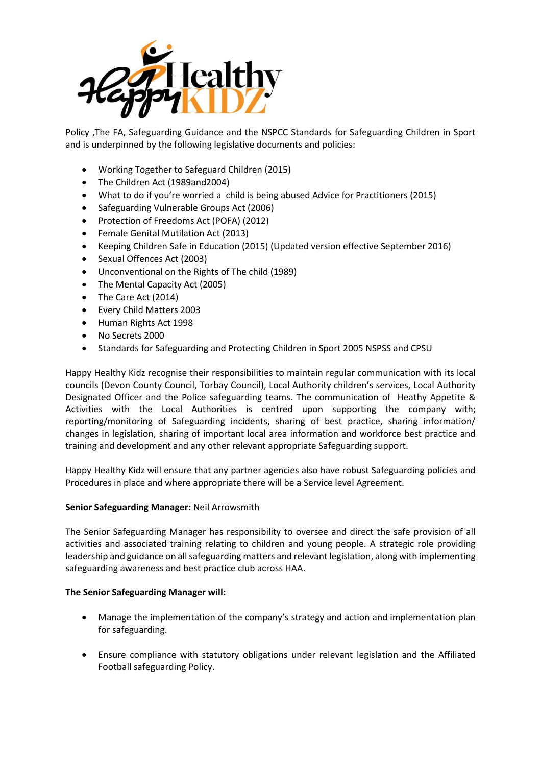Policy ,The FA, Safeguarding Guidance and the NSPCC Standards for Safeguarding Children in Sport and is underpinned by the following legislative documents and policies:

- Working Together to Safeguard Children (2015)
- The Children Act (1989and2004)
- What to do if you're worried a child is being abused Advice for Practitioners (2015)
- Safeguarding Vulnerable Groups Act (2006)
- Protection of Freedoms Act (POFA) (2012)
- Female Genital Mutilation Act (2013)
- Keeping Children Safe in Education (2015) (Updated version effective September 2016)
- Sexual Offences Act (2003)
- Unconventional on the Rights of The child (1989)
- The Mental Capacity Act (2005)
- The Care Act (2014)
- Every Child Matters 2003
- Human Rights Act 1998
- No Secrets 2000
- Standards for Safeguarding and Protecting Children in Sport 2005 NSPSS and CPSU

Happy Healthy Kidz recognise their responsibilities to maintain regular communication with its local councils (Devon County Council, Torbay Council), Local Authority children's services, Local Authority Designated Officer and the Police safeguarding teams. The communication of Heathy Appetite & Activities with the Local Authorities is centred upon supporting the company with; reporting/monitoring of Safeguarding incidents, sharing of best practice, sharing information/ changes in legislation, sharing of important local area information and workforce best practice and training and development and any other relevant appropriate Safeguarding support.

Happy Healthy Kidz will ensure that any partner agencies also have robust Safeguarding policies and Procedures in place and where appropriate there will be a Service level Agreement.

**Senior Safeguarding Manager:** Neil Arrowsmith

The Senior Safeguarding Manager has responsibility to oversee and direct the safe provision of all activities and associated training relating to children and young people. A strategic role providing leadership and guidance on all safeguarding matters and relevant legislation, along with implementing safeguarding awareness and best practice club across HAA.

**The Senior Safeguarding Manager will:**

- Manage the implementation of the company's strategy and action and implementation plan for safeguarding.

- Ensure compliance with statutory obligations under relevant legislation and the Affiliated Football safeguarding Policy.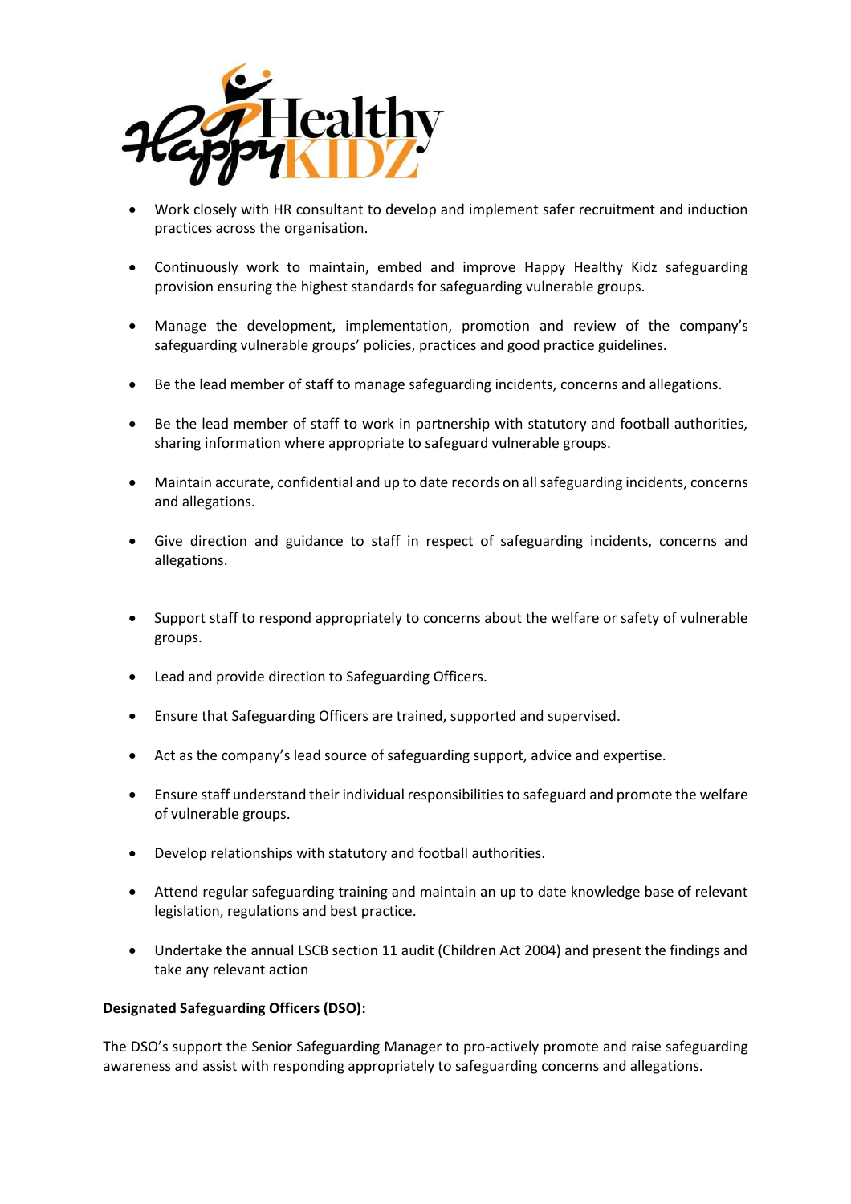- Work closely with HR consultant to develop and implement safer recruitment and induction practices across the organisation.

- Continuously work to maintain, embed and improve Happy Healthy Kidz safeguarding provision ensuring the highest standards for safeguarding vulnerable groups.

- Manage the development, implementation, promotion and review of the company's safeguarding vulnerable groups' policies, practices and good practice guidelines.

- Be the lead member of staff to manage safeguarding incidents, concerns and allegations.

- Be the lead member of staff to work in partnership with statutory and football authorities, sharing information where appropriate to safeguard vulnerable groups.

- Maintain accurate, confidential and up to date records on all safeguarding incidents, concerns and allegations.

- Give direction and guidance to staff in respect of safeguarding incidents, concerns and allegations.

- Support staff to respond appropriately to concerns about the welfare or safety of vulnerable groups.

- Lead and provide direction to Safeguarding Officers.

- Ensure that Safeguarding Officers are trained, supported and supervised.

- Act as the company's lead source of safeguarding support, advice and expertise.

- Ensure staff understand their individual responsibilities to safeguard and promote the welfare of vulnerable groups.

- Develop relationships with statutory and football authorities.

- Attend regular safeguarding training and maintain an up to date knowledge base of relevant legislation, regulations and best practice.

- Undertake the annual LSCB section 11 audit (Children Act 2004) and present the findings and take any relevant action

**Designated Safeguarding Officers (DSO):**

The DSO's support the Senior Safeguarding Manager to pro-actively promote and raise safeguarding awareness and assist with responding appropriately to safeguarding concerns and allegations.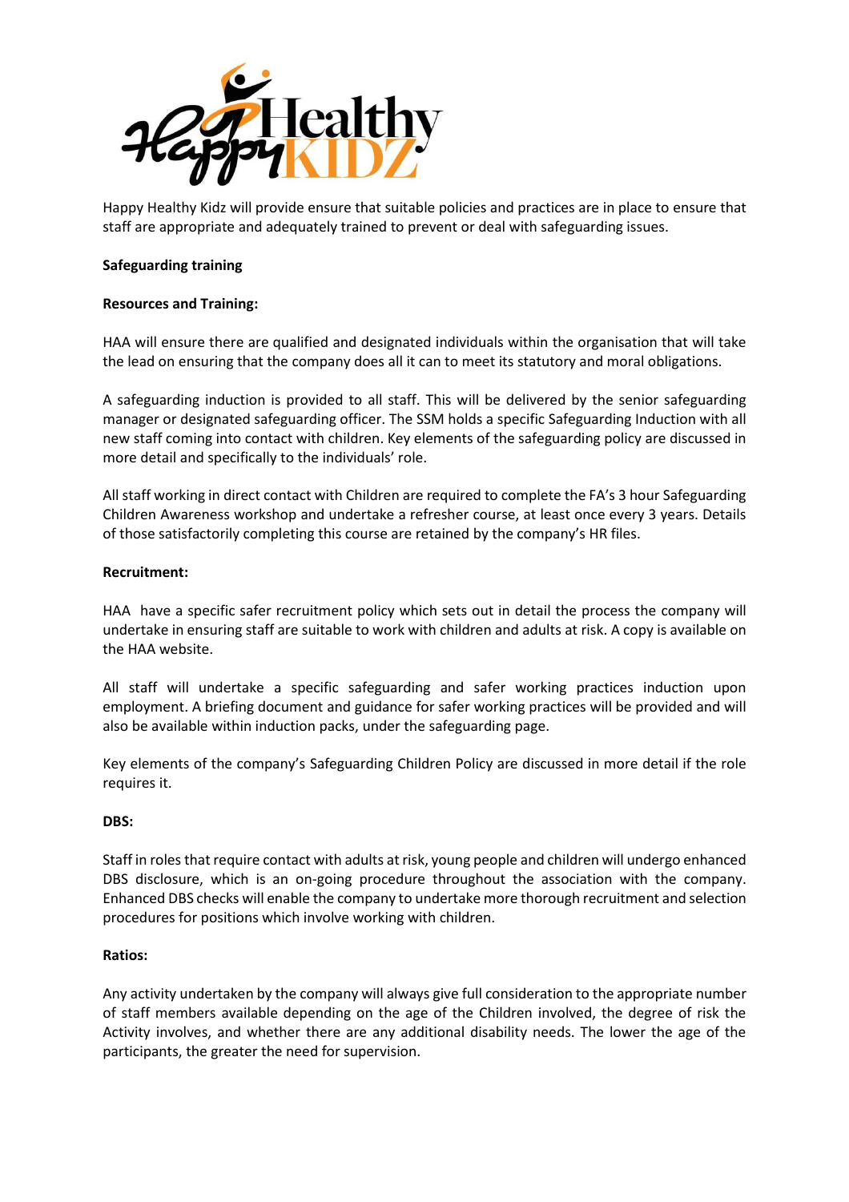Happy Healthy Kidz will provide ensure that suitable policies and practices are in place to ensure that staff are appropriate and adequately trained to prevent or deal with safeguarding issues.

**Safeguarding training**

**Resources and Training:**

HAA will ensure there are qualified and designated individuals within the organisation that will take the lead on ensuring that the company does all it can to meet its statutory and moral obligations.

A safeguarding induction is provided to all staff. This will be delivered by the senior safeguarding manager or designated safeguarding officer. The SSM holds a specific Safeguarding Induction with all new staff coming into contact with children. Key elements of the safeguarding policy are discussed in more detail and specifically to the individuals' role.

All staff working in direct contact with Children are required to complete the FA's 3 hour Safeguarding Children Awareness workshop and undertake a refresher course, at least once every 3 years. Details of those satisfactorily completing this course are retained by the company's HR files.

**Recruitment:**

HAA have a specific safer recruitment policy which sets out in detail the process the company will undertake in ensuring staff are suitable to work with children and adults at risk. A copy is available on the HAA website.

All staff will undertake a specific safeguarding and safer working practices induction upon employment. A briefing document and guidance for safer working practices will be provided and will also be available within induction packs, under the safeguarding page.

Key elements of the company's Safeguarding Children Policy are discussed in more detail if the role requires it.

**DBS:**

Staff in roles that require contact with adults at risk, young people and children will undergo enhanced DBS disclosure, which is an on-going procedure throughout the association with the company. Enhanced DBS checks will enable the company to undertake more thorough recruitment and selection procedures for positions which involve working with children.

**Ratios:**

Any activity undertaken by the company will always give full consideration to the appropriate number of staff members available depending on the age of the Children involved, the degree of risk the Activity involves, and whether there are any additional disability needs. The lower the age of the participants, the greater the need for supervision.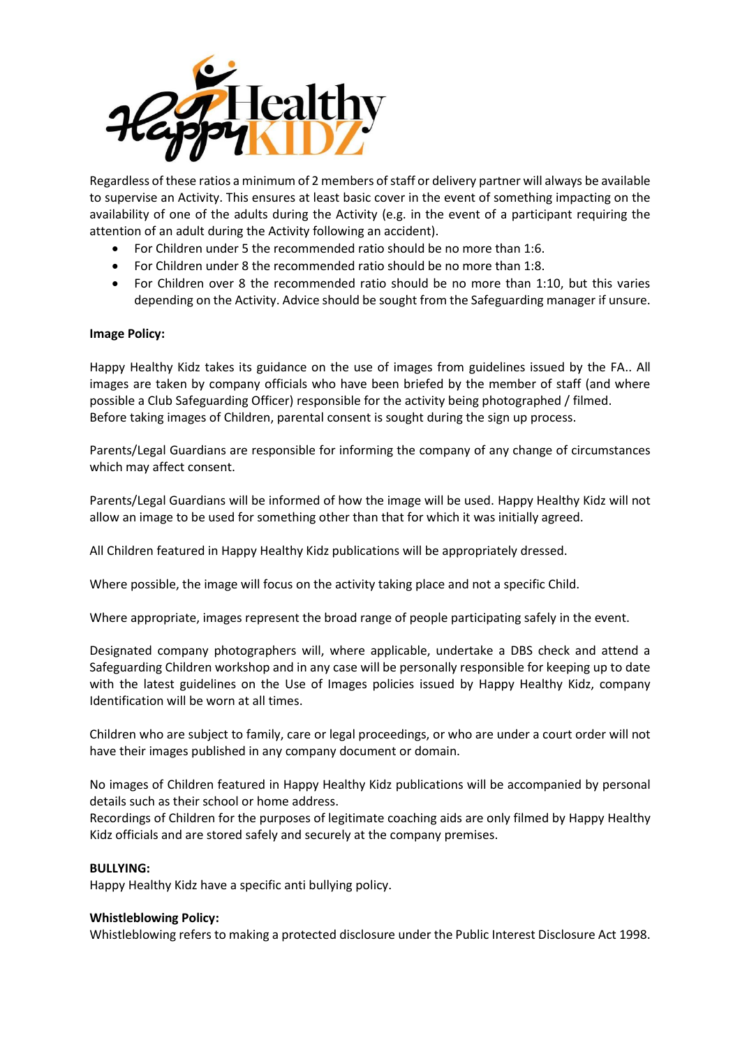Regardless of these ratios a minimum of 2 members of staff or delivery partner will always be available to supervise an Activity. This ensures at least basic cover in the event of something impacting on the availability of one of the adults during the Activity (e.g. in the event of a participant requiring the attention of an adult during the Activity following an accident).

- For Children under 5 the recommended ratio should be no more than 1:6.
- For Children under 8 the recommended ratio should be no more than 1:8.
- For Children over 8 the recommended ratio should be no more than 1:10, but this varies depending on the Activity. Advice should be sought from the Safeguarding manager if unsure.

**Image Policy:**

Happy Healthy Kidz takes its guidance on the use of images from guidelines issued by the FA.. All images are taken by company officials who have been briefed by the member of staff (and where possible a Club Safeguarding Officer) responsible for the activity being photographed / filmed. Before taking images of Children, parental consent is sought during the sign up process.

Parents/Legal Guardians are responsible for informing the company of any change of circumstances which may affect consent.

Parents/Legal Guardians will be informed of how the image will be used. Happy Healthy Kidz will not allow an image to be used for something other than that for which it was initially agreed.

All Children featured in Happy Healthy Kidz publications will be appropriately dressed.

Where possible, the image will focus on the activity taking place and not a specific Child.

Where appropriate, images represent the broad range of people participating safely in the event.

Designated company photographers will, where applicable, undertake a DBS check and attend a Safeguarding Children workshop and in any case will be personally responsible for keeping up to date with the latest guidelines on the Use of Images policies issued by Happy Healthy Kidz, company Identification will be worn at all times.

Children who are subject to family, care or legal proceedings, or who are under a court order will not have their images published in any company document or domain.

No images of Children featured in Happy Healthy Kidz publications will be accompanied by personal details such as their school or home address.
Recordings of Children for the purposes of legitimate coaching aids are only filmed by Happy Healthy Kidz officials and are stored safely and securely at the company premises.

**BULLYING:**
Happy Healthy Kidz have a specific anti bullying policy.

**Whistleblowing Policy:**
Whistleblowing refers to making a protected disclosure under the Public Interest Disclosure Act 1998.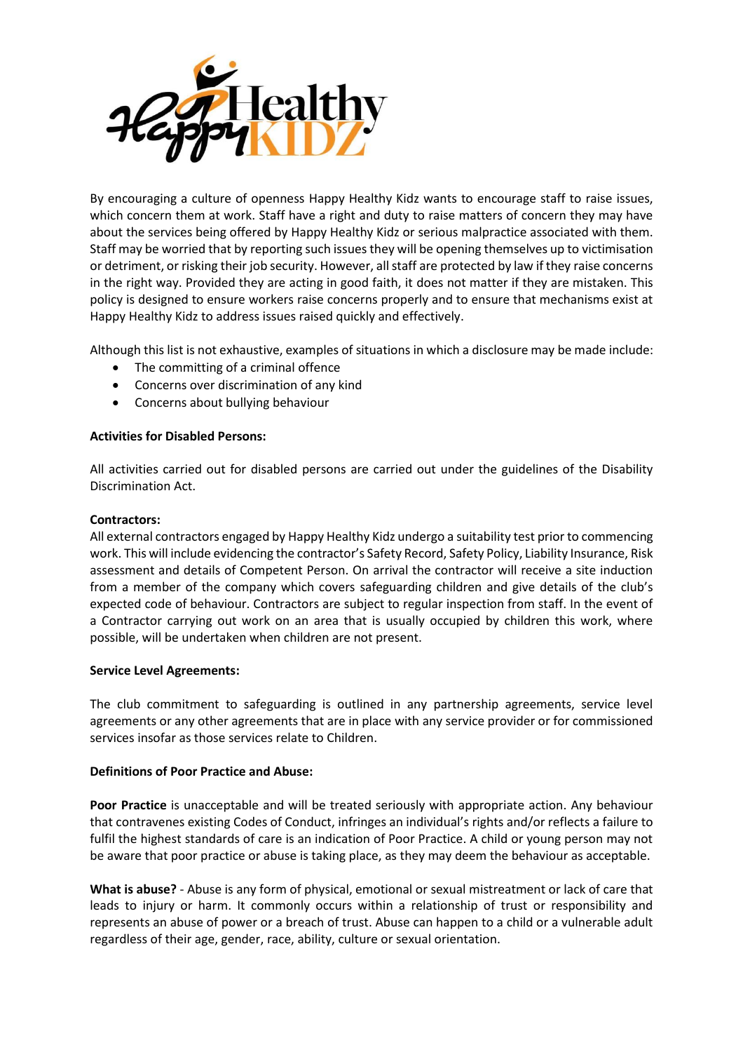By encouraging a culture of openness Happy Healthy Kidz wants to encourage staff to raise issues, which concern them at work. Staff have a right and duty to raise matters of concern they may have about the services being offered by Happy Healthy Kidz or serious malpractice associated with them. Staff may be worried that by reporting such issues they will be opening themselves up to victimisation or detriment, or risking their job security. However, all staff are protected by law if they raise concerns in the right way. Provided they are acting in good faith, it does not matter if they are mistaken. This policy is designed to ensure workers raise concerns properly and to ensure that mechanisms exist at Happy Healthy Kidz to address issues raised quickly and effectively.

Although this list is not exhaustive, examples of situations in which a disclosure may be made include:

- The committing of a criminal offence
- Concerns over discrimination of any kind
- Concerns about bullying behaviour

**Activities for Disabled Persons:**

All activities carried out for disabled persons are carried out under the guidelines of the Disability Discrimination Act.

**Contractors:**

All external contractors engaged by Happy Healthy Kidz undergo a suitability test prior to commencing work. This will include evidencing the contractor's Safety Record, Safety Policy, Liability Insurance, Risk assessment and details of Competent Person. On arrival the contractor will receive a site induction from a member of the company which covers safeguarding children and give details of the club's expected code of behaviour. Contractors are subject to regular inspection from staff. In the event of a Contractor carrying out work on an area that is usually occupied by children this work, where possible, will be undertaken when children are not present.

**Service Level Agreements:**

The club commitment to safeguarding is outlined in any partnership agreements, service level agreements or any other agreements that are in place with any service provider or for commissioned services insofar as those services relate to Children.

**Definitions of Poor Practice and Abuse:**

**Poor Practice** is unacceptable and will be treated seriously with appropriate action. Any behaviour that contravenes existing Codes of Conduct, infringes an individual's rights and/or reflects a failure to fulfil the highest standards of care is an indication of Poor Practice. A child or young person may not be aware that poor practice or abuse is taking place, as they may deem the behaviour as acceptable.

**What is abuse?** - Abuse is any form of physical, emotional or sexual mistreatment or lack of care that leads to injury or harm. It commonly occurs within a relationship of trust or responsibility and represents an abuse of power or a breach of trust. Abuse can happen to a child or a vulnerable adult regardless of their age, gender, race, ability, culture or sexual orientation.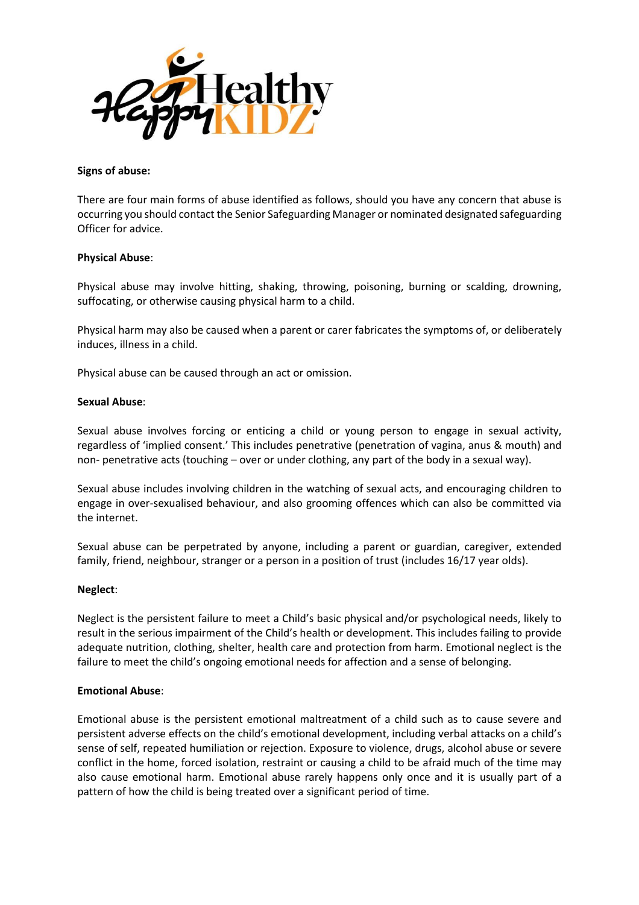**Signs of abuse:**

There are four main forms of abuse identified as follows, should you have any concern that abuse is occurring you should contact the Senior Safeguarding Manager or nominated designated safeguarding Officer for advice.

**Physical Abuse**:

Physical abuse may involve hitting, shaking, throwing, poisoning, burning or scalding, drowning, suffocating, or otherwise causing physical harm to a child.

Physical harm may also be caused when a parent or carer fabricates the symptoms of, or deliberately induces, illness in a child.

Physical abuse can be caused through an act or omission.

**Sexual Abuse**:

Sexual abuse involves forcing or enticing a child or young person to engage in sexual activity, regardless of 'implied consent.' This includes penetrative (penetration of vagina, anus & mouth) and non- penetrative acts (touching – over or under clothing, any part of the body in a sexual way).

Sexual abuse includes involving children in the watching of sexual acts, and encouraging children to engage in over-sexualised behaviour, and also grooming offences which can also be committed via the internet.

Sexual abuse can be perpetrated by anyone, including a parent or guardian, caregiver, extended family, friend, neighbour, stranger or a person in a position of trust (includes 16/17 year olds).

**Neglect**:

Neglect is the persistent failure to meet a Child's basic physical and/or psychological needs, likely to result in the serious impairment of the Child's health or development. This includes failing to provide adequate nutrition, clothing, shelter, health care and protection from harm. Emotional neglect is the failure to meet the child's ongoing emotional needs for affection and a sense of belonging.

**Emotional Abuse**:

Emotional abuse is the persistent emotional maltreatment of a child such as to cause severe and persistent adverse effects on the child's emotional development, including verbal attacks on a child's sense of self, repeated humiliation or rejection. Exposure to violence, drugs, alcohol abuse or severe conflict in the home, forced isolation, restraint or causing a child to be afraid much of the time may also cause emotional harm. Emotional abuse rarely happens only once and it is usually part of a pattern of how the child is being treated over a significant period of time.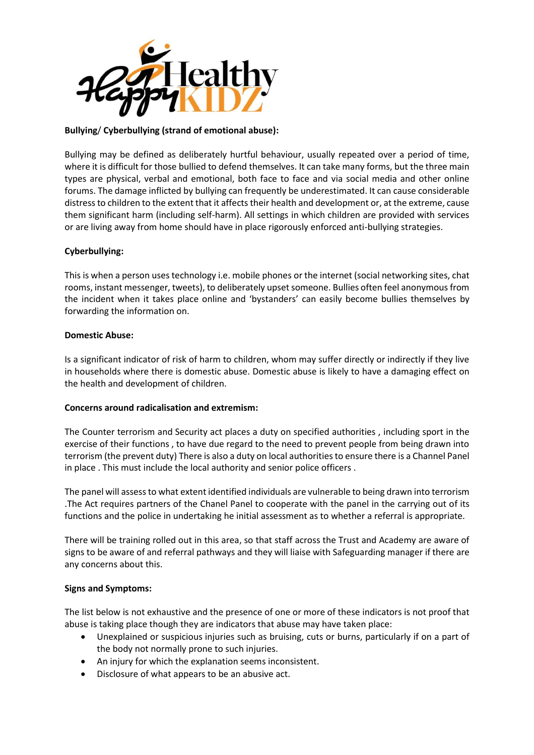**Bullying/ Cyberbullying (strand of emotional abuse):**

Bullying may be defined as deliberately hurtful behaviour, usually repeated over a period of time, where it is difficult for those bullied to defend themselves. It can take many forms, but the three main types are physical, verbal and emotional, both face to face and via social media and other online forums. The damage inflicted by bullying can frequently be underestimated. It can cause considerable distress to children to the extent that it affects their health and development or, at the extreme, cause them significant harm (including self-harm). All settings in which children are provided with services or are living away from home should have in place rigorously enforced anti-bullying strategies.

**Cyberbullying:**

This is when a person uses technology i.e. mobile phones or the internet (social networking sites, chat rooms, instant messenger, tweets), to deliberately upset someone. Bullies often feel anonymous from the incident when it takes place online and 'bystanders' can easily become bullies themselves by forwarding the information on.

**Domestic Abuse:**

Is a significant indicator of risk of harm to children, whom may suffer directly or indirectly if they live in households where there is domestic abuse. Domestic abuse is likely to have a damaging effect on the health and development of children.

**Concerns around radicalisation and extremism:**

The Counter terrorism and Security act places a duty on specified authorities , including sport in the exercise of their functions , to have due regard to the need to prevent people from being drawn into terrorism (the prevent duty) There is also a duty on local authorities to ensure there is a Channel Panel in place . This must include the local authority and senior police officers .

The panel will assess to what extent identified individuals are vulnerable to being drawn into terrorism .The Act requires partners of the Chanel Panel to cooperate with the panel in the carrying out of its functions and the police in undertaking he initial assessment as to whether a referral is appropriate.

There will be training rolled out in this area, so that staff across the Trust and Academy are aware of signs to be aware of and referral pathways and they will liaise with Safeguarding manager if there are any concerns about this.

**Signs and Symptoms:**

The list below is not exhaustive and the presence of one or more of these indicators is not proof that abuse is taking place though they are indicators that abuse may have taken place:

- Unexplained or suspicious injuries such as bruising, cuts or burns, particularly if on a part of the body not normally prone to such injuries.
- An injury for which the explanation seems inconsistent.
- Disclosure of what appears to be an abusive act.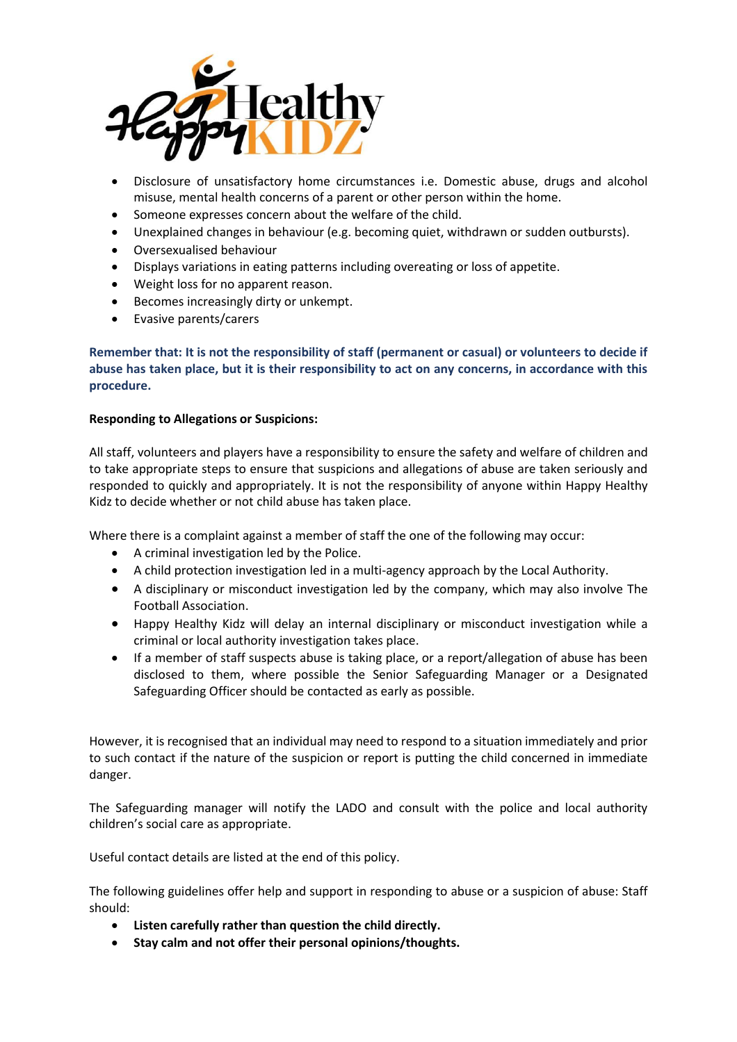- Disclosure of unsatisfactory home circumstances i.e. Domestic abuse, drugs and alcohol misuse, mental health concerns of a parent or other person within the home.
- Someone expresses concern about the welfare of the child.
- Unexplained changes in behaviour (e.g. becoming quiet, withdrawn or sudden outbursts).
- Oversexualised behaviour
- Displays variations in eating patterns including overeating or loss of appetite.
- Weight loss for no apparent reason.
- Becomes increasingly dirty or unkempt.
- Evasive parents/carers

**Remember that: It is not the responsibility of staff (permanent or casual) or volunteers to decide if abuse has taken place, but it is their responsibility to act on any concerns, in accordance with this procedure.**

**Responding to Allegations or Suspicions:**

All staff, volunteers and players have a responsibility to ensure the safety and welfare of children and to take appropriate steps to ensure that suspicions and allegations of abuse are taken seriously and responded to quickly and appropriately. It is not the responsibility of anyone within Happy Healthy Kidz to decide whether or not child abuse has taken place.

Where there is a complaint against a member of staff the one of the following may occur:

- A criminal investigation led by the Police.
- A child protection investigation led in a multi-agency approach by the Local Authority.
- A disciplinary or misconduct investigation led by the company, which may also involve The Football Association.
- Happy Healthy Kidz will delay an internal disciplinary or misconduct investigation while a criminal or local authority investigation takes place.
- If a member of staff suspects abuse is taking place, or a report/allegation of abuse has been disclosed to them, where possible the Senior Safeguarding Manager or a Designated Safeguarding Officer should be contacted as early as possible.

However, it is recognised that an individual may need to respond to a situation immediately and prior to such contact if the nature of the suspicion or report is putting the child concerned in immediate danger.

The Safeguarding manager will notify the LADO and consult with the police and local authority children's social care as appropriate.

Useful contact details are listed at the end of this policy.

The following guidelines offer help and support in responding to abuse or a suspicion of abuse: Staff should:

- **Listen carefully rather than question the child directly.**
- **Stay calm and not offer their personal opinions/thoughts.**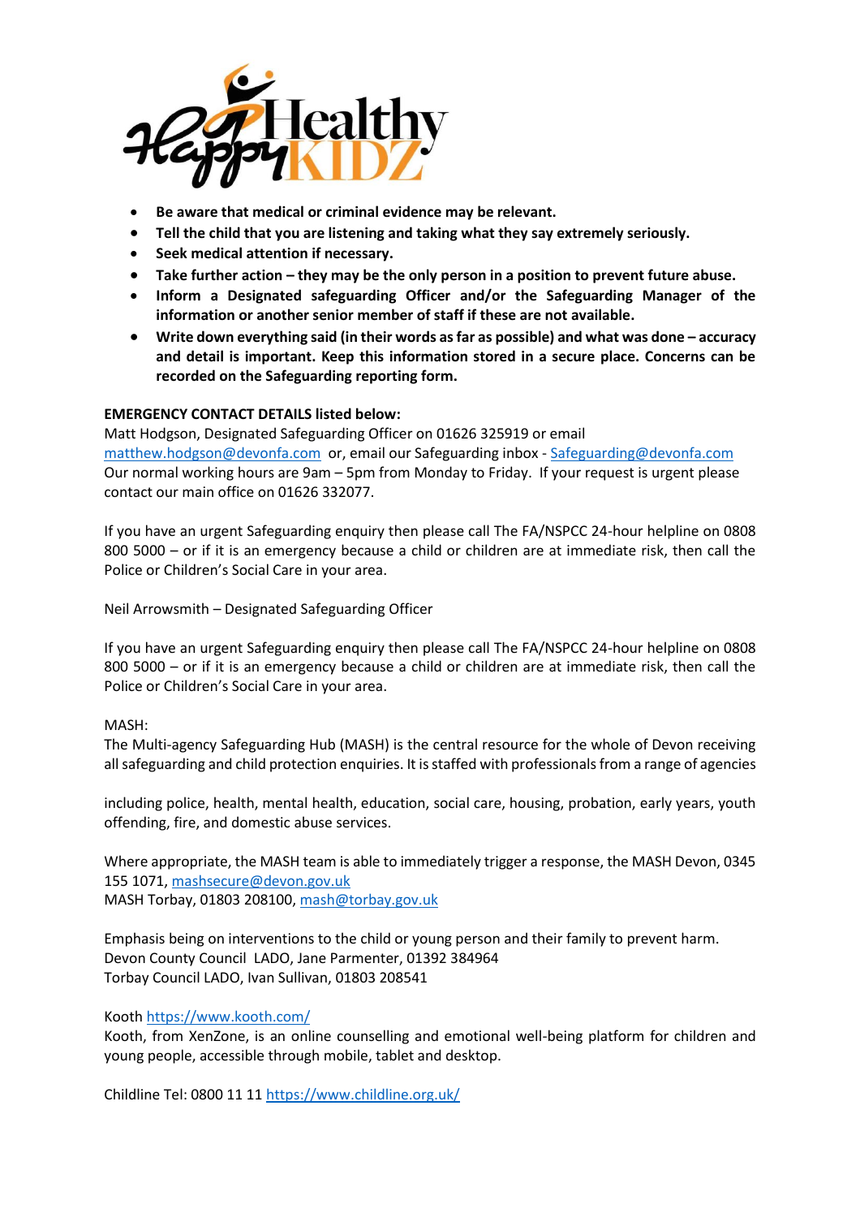- **Be aware that medical or criminal evidence may be relevant.**
- **Tell the child that you are listening and taking what they say extremely seriously.**
- **Seek medical attention if necessary.**
- **Take further action – they may be the only person in a position to prevent future abuse.**
- **Inform a Designated safeguarding Officer and/or the Safeguarding Manager of the information or another senior member of staff if these are not available.**
- **Write down everything said (in their words as far as possible) and what was done – accuracy and detail is important. Keep this information stored in a secure place. Concerns can be recorded on the Safeguarding reporting form.**

**EMERGENCY CONTACT DETAILS listed below:**

Matt Hodgson, Designated Safeguarding Officer on 01626 325919 or email matthew.hodgson@devonfa.com or, email our Safeguarding inbox - Safeguarding@devonfa.com
Our normal working hours are 9am – 5pm from Monday to Friday. If your request is urgent please contact our main office on 01626 332077.

If you have an urgent Safeguarding enquiry then please call The FA/NSPCC 24-hour helpline on 0808 800 5000 – or if it is an emergency because a child or children are at immediate risk, then call the Police or Children's Social Care in your area.

Neil Arrowsmith – Designated Safeguarding Officer

If you have an urgent Safeguarding enquiry then please call The FA/NSPCC 24-hour helpline on 0808 800 5000 – or if it is an emergency because a child or children are at immediate risk, then call the Police or Children's Social Care in your area.

MASH:
The Multi-agency Safeguarding Hub (MASH) is the central resource for the whole of Devon receiving all safeguarding and child protection enquiries. It is staffed with professionals from a range of agencies

including police, health, mental health, education, social care, housing, probation, early years, youth offending, fire, and domestic abuse services.

Where appropriate, the MASH team is able to immediately trigger a response, the MASH Devon, 0345 155 1071, mashsecure@devon.gov.uk
MASH Torbay, 01803 208100, mash@torbay.gov.uk

Emphasis being on interventions to the child or young person and their family to prevent harm.
Devon County Council LADO, Jane Parmenter, 01392 384964
Torbay Council LADO, Ivan Sullivan, 01803 208541

Kooth https://www.kooth.com/
Kooth, from XenZone, is an online counselling and emotional well-being platform for children and young people, accessible through mobile, tablet and desktop.

Childline Tel: 0800 11 11 https://www.childline.org.uk/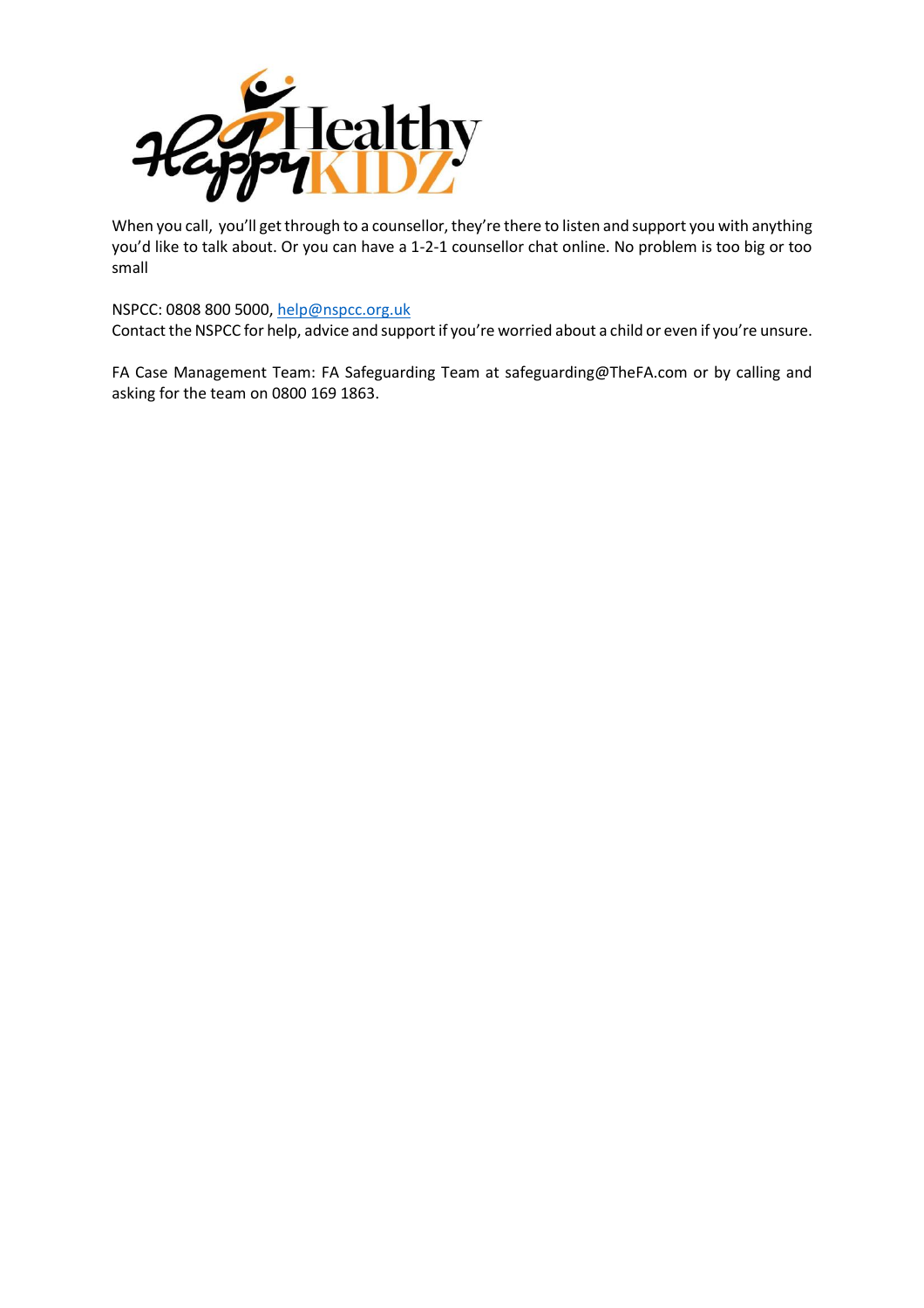When you call, you'll get through to a counsellor, they're there to listen and support you with anything you'd like to talk about. Or you can have a 1-2-1 counsellor chat online. No problem is too big or too small

NSPCC: 0808 800 5000, help@nspcc.org.uk
Contact the NSPCC for help, advice and support if you're worried about a child or even if you're unsure.

FA Case Management Team: FA Safeguarding Team at safeguarding@TheFA.com or by calling and asking for the team on 0800 169 1863.